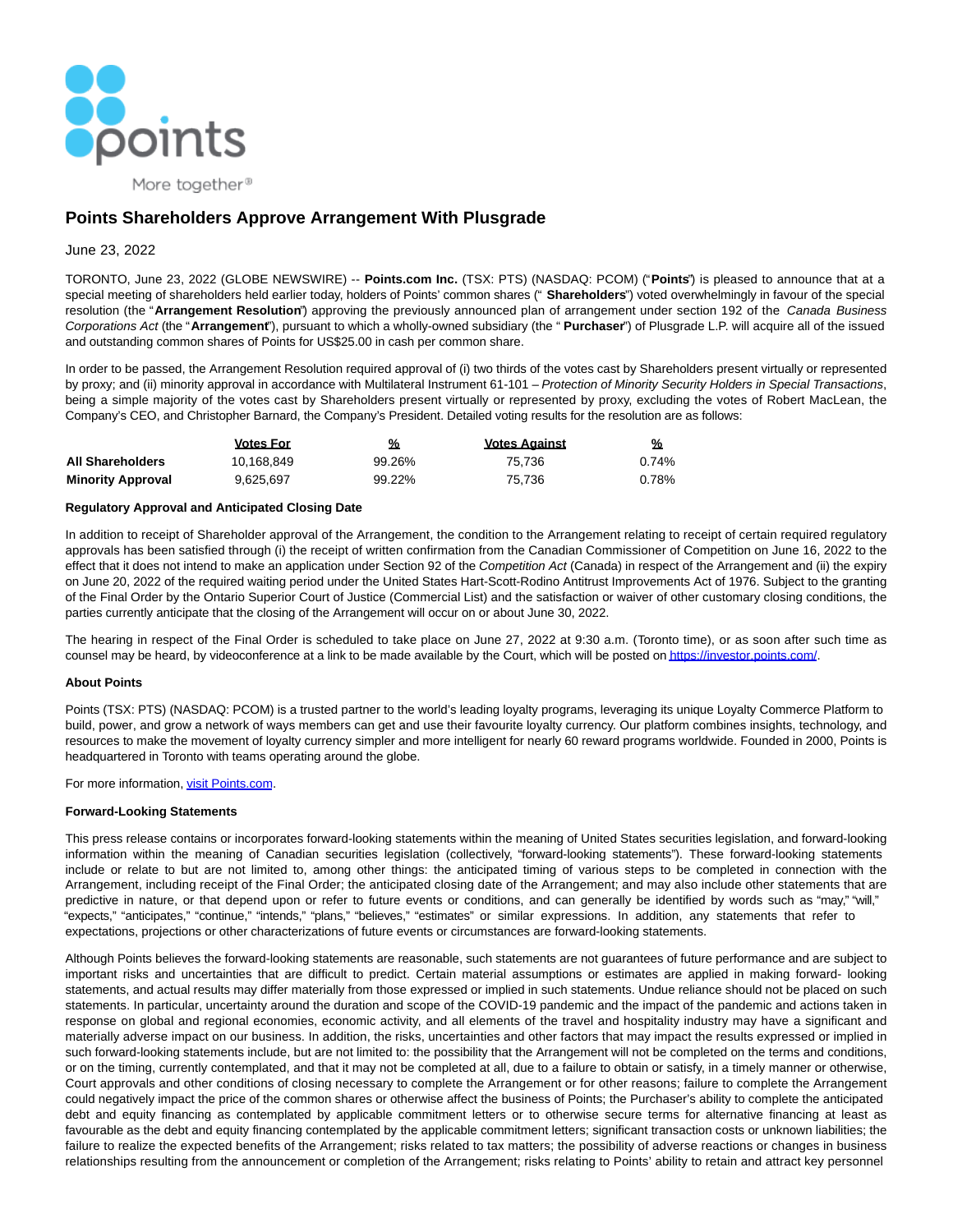# Points Shareholders Approve Arrangement With Plusgrade

June 23, 2022

TORONTO, June 23, 2022 (GLOBE NEWSWIRE) -- **Points.com Inc.** (TSX: PTS) (NASDAQ: PCOM) ("**Points**") is pleased to announce that at a special meeting of shareholders held earlier today, holders of Points' common shares (" **Shareholders**") voted overwhelmingly in favour of the special resolution (the "**Arrangement Resolution**") approving the previously announced plan of arrangement under section 192 of the *Canada Business Corporations Act* (the "**Arrangement**"), pursuant to which a wholly-owned subsidiary (the " **Purchaser**") of Plusgrade L.P. will acquire all of the issued and outstanding common shares of Points for US$25.00 in cash per common share.

In order to be passed, the Arrangement Resolution required approval of (i) two thirds of the votes cast by Shareholders present virtually or represented by proxy; and (ii) minority approval in accordance with Multilateral Instrument 61-101 – *Protection of Minority Security Holders in Special Transactions*, being a simple majority of the votes cast by Shareholders present virtually or represented by proxy, excluding the votes of Robert MacLean, the Company's CEO, and Christopher Barnard, the Company's President. Detailed voting results for the resolution are as follows:

| | Votes For | % | Votes Against | % |
|---|---|---|---|---|
| **All Shareholders** | 10,168,849 | 99.26% | 75,736 | 0.74% |
| **Minority Approval** | 9,625,697 | 99.22% | 75,736 | 0.78% |

**Regulatory Approval and Anticipated Closing Date**

In addition to receipt of Shareholder approval of the Arrangement, the condition to the Arrangement relating to receipt of certain required regulatory approvals has been satisfied through (i) the receipt of written confirmation from the Canadian Commissioner of Competition on June 16, 2022 to the effect that it does not intend to make an application under Section 92 of the *Competition Act* (Canada) in respect of the Arrangement and (ii) the expiry on June 20, 2022 of the required waiting period under the United States Hart-Scott-Rodino Antitrust Improvements Act of 1976. Subject to the granting of the Final Order by the Ontario Superior Court of Justice (Commercial List) and the satisfaction or waiver of other customary closing conditions, the parties currently anticipate that the closing of the Arrangement will occur on or about June 30, 2022.

The hearing in respect of the Final Order is scheduled to take place on June 27, 2022 at 9:30 a.m. (Toronto time), or as soon after such time as counsel may be heard, by videoconference at a link to be made available by the Court, which will be posted on https://investor.points.com/.

**About Points**

Points (TSX: PTS) (NASDAQ: PCOM) is a trusted partner to the world's leading loyalty programs, leveraging its unique Loyalty Commerce Platform to build, power, and grow a network of ways members can get and use their favourite loyalty currency. Our platform combines insights, technology, and resources to make the movement of loyalty currency simpler and more intelligent for nearly 60 reward programs worldwide. Founded in 2000, Points is headquartered in Toronto with teams operating around the globe.

For more information, visit Points.com.

**Forward-Looking Statements**

This press release contains or incorporates forward-looking statements within the meaning of United States securities legislation, and forward-looking information within the meaning of Canadian securities legislation (collectively, "forward-looking statements"). These forward-looking statements include or relate to but are not limited to, among other things: the anticipated timing of various steps to be completed in connection with the Arrangement, including receipt of the Final Order; the anticipated closing date of the Arrangement; and may also include other statements that are predictive in nature, or that depend upon or refer to future events or conditions, and can generally be identified by words such as "may," "will," "expects," "anticipates," "continue," "intends," "plans," "believes," "estimates" or similar expressions. In addition, any statements that refer to expectations, projections or other characterizations of future events or circumstances are forward-looking statements.

Although Points believes the forward-looking statements are reasonable, such statements are not guarantees of future performance and are subject to important risks and uncertainties that are difficult to predict. Certain material assumptions or estimates are applied in making forward- looking statements, and actual results may differ materially from those expressed or implied in such statements. Undue reliance should not be placed on such statements. In particular, uncertainty around the duration and scope of the COVID-19 pandemic and the impact of the pandemic and actions taken in response on global and regional economies, economic activity, and all elements of the travel and hospitality industry may have a significant and materially adverse impact on our business. In addition, the risks, uncertainties and other factors that may impact the results expressed or implied in such forward-looking statements include, but are not limited to: the possibility that the Arrangement will not be completed on the terms and conditions, or on the timing, currently contemplated, and that it may not be completed at all, due to a failure to obtain or satisfy, in a timely manner or otherwise, Court approvals and other conditions of closing necessary to complete the Arrangement or for other reasons; failure to complete the Arrangement could negatively impact the price of the common shares or otherwise affect the business of Points; the Purchaser's ability to complete the anticipated debt and equity financing as contemplated by applicable commitment letters or to otherwise secure terms for alternative financing at least as favourable as the debt and equity financing contemplated by the applicable commitment letters; significant transaction costs or unknown liabilities; the failure to realize the expected benefits of the Arrangement; risks related to tax matters; the possibility of adverse reactions or changes in business relationships resulting from the announcement or completion of the Arrangement; risks relating to Points' ability to retain and attract key personnel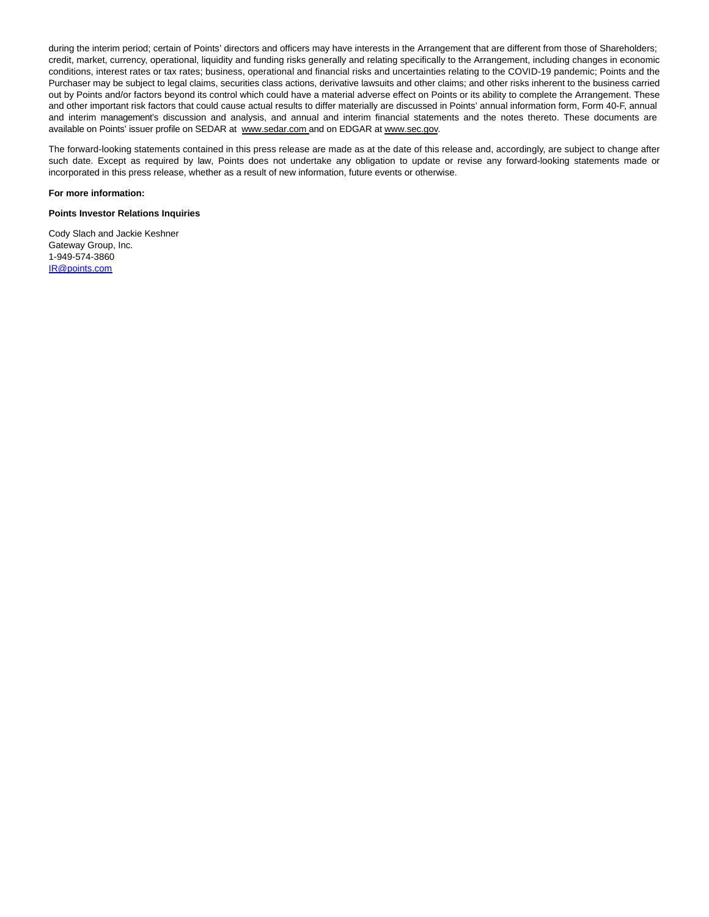during the interim period; certain of Points' directors and officers may have interests in the Arrangement that are different from those of Shareholders; credit, market, currency, operational, liquidity and funding risks generally and relating specifically to the Arrangement, including changes in economic conditions, interest rates or tax rates; business, operational and financial risks and uncertainties relating to the COVID-19 pandemic; Points and the Purchaser may be subject to legal claims, securities class actions, derivative lawsuits and other claims; and other risks inherent to the business carried out by Points and/or factors beyond its control which could have a material adverse effect on Points or its ability to complete the Arrangement. These and other important risk factors that could cause actual results to differ materially are discussed in Points' annual information form, Form 40-F, annual and interim management's discussion and analysis, and annual and interim financial statements and the notes thereto. These documents are available on Points' issuer profile on SEDAR at www.sedar.com and on EDGAR at www.sec.gov.

The forward-looking statements contained in this press release are made as at the date of this release and, accordingly, are subject to change after such date. Except as required by law, Points does not undertake any obligation to update or revise any forward-looking statements made or incorporated in this press release, whether as a result of new information, future events or otherwise.

**For more information:**

**Points Investor Relations Inquiries**

Cody Slach and Jackie Keshner
Gateway Group, Inc.
1-949-574-3860
IR@points.com